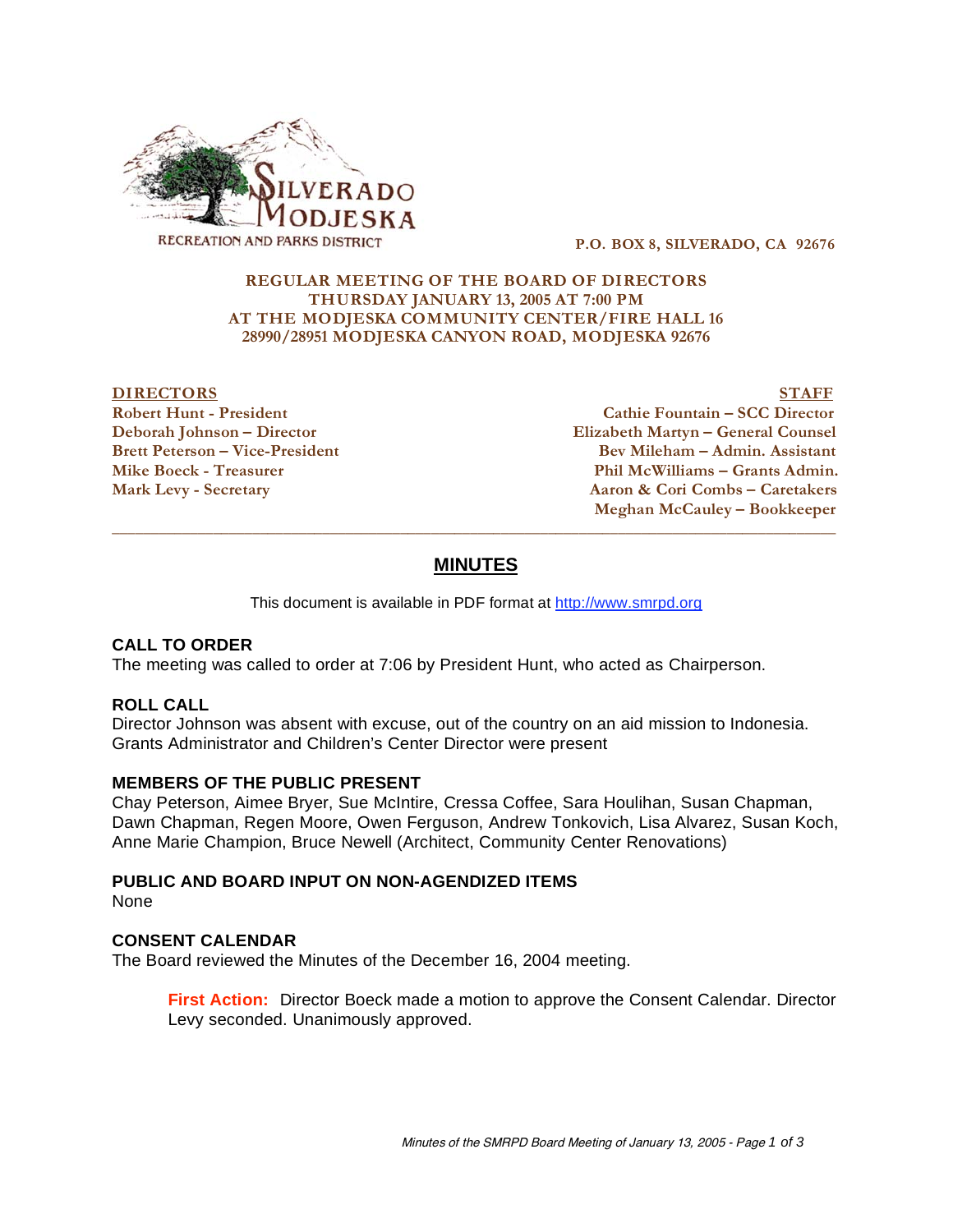SILVERADO MODJESKA
RECREATION AND PARKS DISTRICT

P.O. BOX 8, SILVERADO, CA 92676

**REGULAR MEETING OF THE BOARD OF DIRECTORS**
**THURSDAY JANUARY 13, 2005 AT 7:00 PM**
**AT THE MODJESKA COMMUNITY CENTER/FIRE HALL 16**
**28990/28951 MODJESKA CANYON ROAD, MODJESKA 92676**

| DIRECTORS | STAFF |
|---|---|
| Robert Hunt - President | Cathie Fountain – SCC Director |
| Deborah Johnson – Director | Elizabeth Martyn – General Counsel |
| Brett Peterson – Vice-President | Bev Mileham – Admin. Assistant |
| Mike Boeck - Treasurer | Phil McWilliams – Grants Admin. |
| Mark Levy - Secretary | Aaron & Cori Combs – Caretakers |
| | Meghan McCauley – Bookkeeper |

---

# MINUTES

This document is available in PDF format at http://www.smrpd.org

## CALL TO ORDER

The meeting was called to order at 7:06 by President Hunt, who acted as Chairperson.

## ROLL CALL

Director Johnson was absent with excuse, out of the country on an aid mission to Indonesia. Grants Administrator and Children's Center Director were present

## MEMBERS OF THE PUBLIC PRESENT

Chay Peterson, Aimee Bryer, Sue McIntire, Cressa Coffee, Sara Houlihan, Susan Chapman, Dawn Chapman, Regen Moore, Owen Ferguson, Andrew Tonkovich, Lisa Alvarez, Susan Koch, Anne Marie Champion, Bruce Newell (Architect, Community Center Renovations)

## PUBLIC AND BOARD INPUT ON NON-AGENDIZED ITEMS

None

## CONSENT CALENDAR

The Board reviewed the Minutes of the December 16, 2004 meeting.

> **First Action:** Director Boeck made a motion to approve the Consent Calendar. Director Levy seconded. Unanimously approved.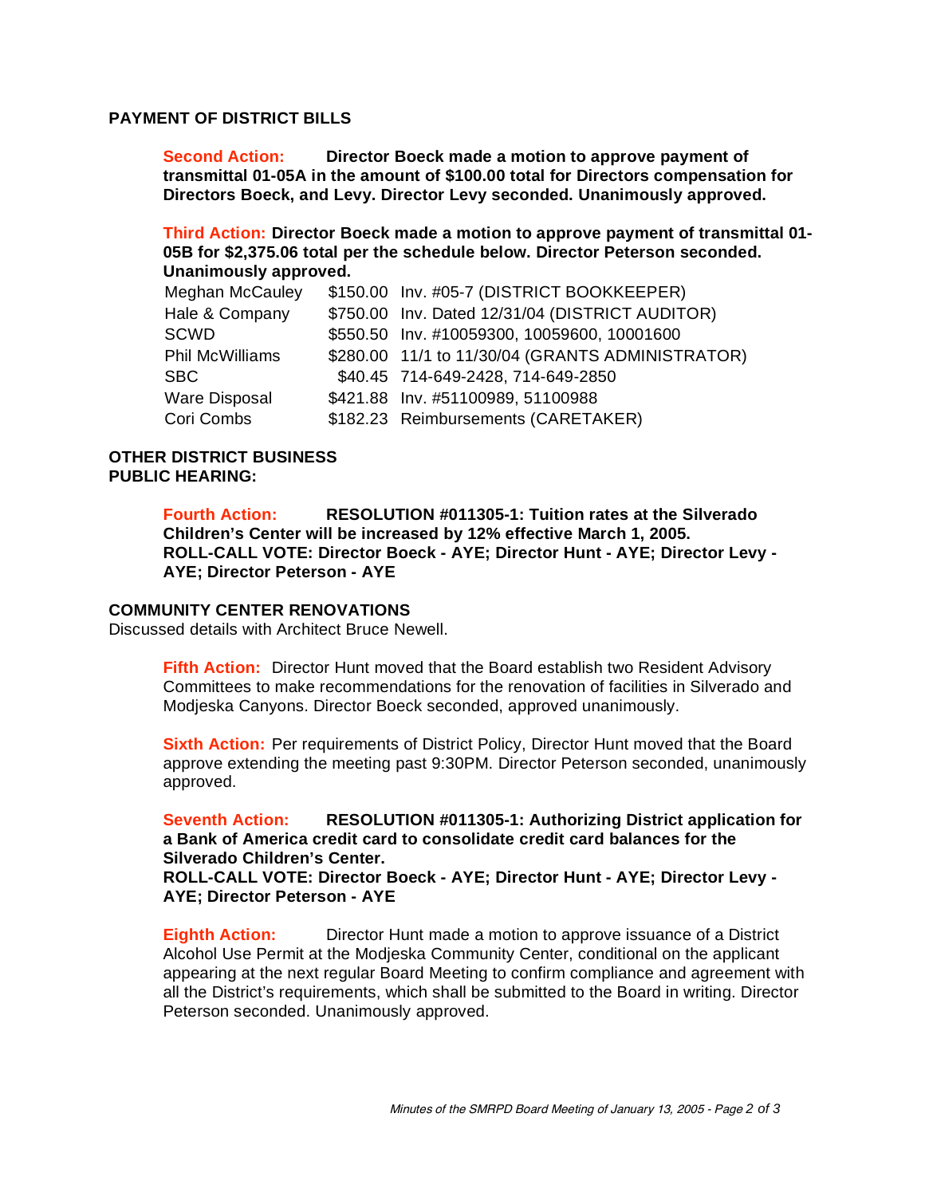**PAYMENT OF DISTRICT BILLS**

**Second Action: Director Boeck made a motion to approve payment of transmittal 01-05A in the amount of $100.00 total for Directors compensation for Directors Boeck, and Levy. Director Levy seconded. Unanimously approved.**

**Third Action: Director Boeck made a motion to approve payment of transmittal 01-05B for $2,375.06 total per the schedule below. Director Peterson seconded. Unanimously approved.**

| | | |
|---|---|---|
| Meghan McCauley | $150.00 | Inv. #05-7 (DISTRICT BOOKKEEPER) |
| Hale & Company | $750.00 | Inv. Dated 12/31/04 (DISTRICT AUDITOR) |
| SCWD | $550.50 | Inv. #10059300, 10059600, 10001600 |
| Phil McWilliams | $280.00 | 11/1 to 11/30/04 (GRANTS ADMINISTRATOR) |
| SBC | $40.45 | 714-649-2428, 714-649-2850 |
| Ware Disposal | $421.88 | Inv. #51100989, 51100988 |
| Cori Combs | $182.23 | Reimbursements (CARETAKER) |

**OTHER DISTRICT BUSINESS**
**PUBLIC HEARING:**

**Fourth Action: RESOLUTION #011305-1: Tuition rates at the Silverado Children's Center will be increased by 12% effective March 1, 2005.**
**ROLL-CALL VOTE: Director Boeck - AYE; Director Hunt - AYE; Director Levy - AYE; Director Peterson - AYE**

**COMMUNITY CENTER RENOVATIONS**
Discussed details with Architect Bruce Newell.

**Fifth Action:** Director Hunt moved that the Board establish two Resident Advisory Committees to make recommendations for the renovation of facilities in Silverado and Modjeska Canyons. Director Boeck seconded, approved unanimously.

**Sixth Action:** Per requirements of District Policy, Director Hunt moved that the Board approve extending the meeting past 9:30PM. Director Peterson seconded, unanimously approved.

**Seventh Action: RESOLUTION #011305-1: Authorizing District application for a Bank of America credit card to consolidate credit card balances for the Silverado Children's Center.**
**ROLL-CALL VOTE: Director Boeck - AYE; Director Hunt - AYE; Director Levy - AYE; Director Peterson - AYE**

**Eighth Action:** Director Hunt made a motion to approve issuance of a District Alcohol Use Permit at the Modjeska Community Center, conditional on the applicant appearing at the next regular Board Meeting to confirm compliance and agreement with all the District's requirements, which shall be submitted to the Board in writing. Director Peterson seconded. Unanimously approved.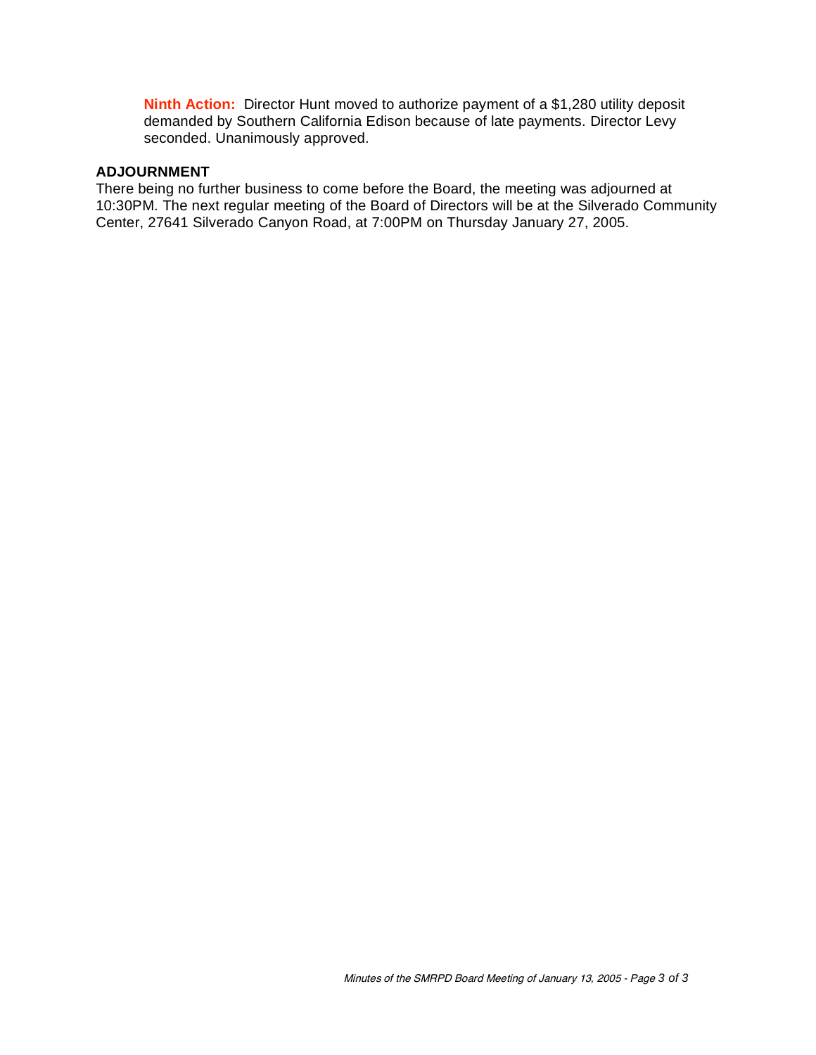**Ninth Action:** Director Hunt moved to authorize payment of a $1,280 utility deposit demanded by Southern California Edison because of late payments. Director Levy seconded. Unanimously approved.

**ADJOURNMENT**

There being no further business to come before the Board, the meeting was adjourned at 10:30PM. The next regular meeting of the Board of Directors will be at the Silverado Community Center, 27641 Silverado Canyon Road, at 7:00PM on Thursday January 27, 2005.